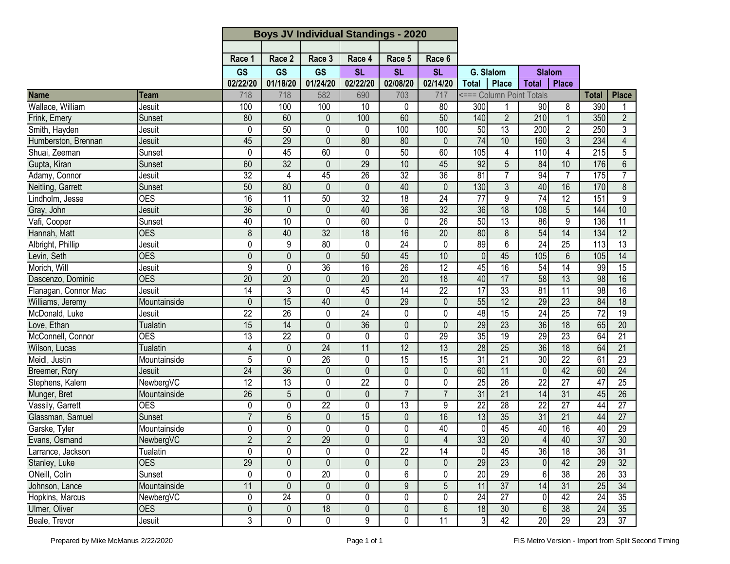# Boys JV Individual Standings - 2020

| Name | Team | Race 1 | Race 2 | Race 3 | Race 4 | Race 5 | Race 6 | G. Slalom | | Slalom | | | |
|---|---|---|---|---|---|---|---|---|---|---|---|---|---|
| | | GS | GS | GS | SL | SL | SL | | | | | | |
| | | 02/22/20 | 01/18/20 | 01/24/20 | 02/22/20 | 02/08/20 | 02/14/20 | Total | Place | Total | Place | | |
| | | 718 | 718 | 582 | 690 | 703 | 717 | <=== Column Point Totals | | | | Total | Place |
| Wallace, William | Jesuit | 100 | 100 | 100 | 10 | 0 | 80 | 300 | 1 | 90 | 8 | 390 | 1 |
| Frink, Emery | Sunset | 80 | 60 | 0 | 100 | 60 | 50 | 140 | 2 | 210 | 1 | 350 | 2 |
| Smith, Hayden | Jesuit | 0 | 50 | 0 | 0 | 100 | 100 | 50 | 13 | 200 | 2 | 250 | 3 |
| Humberston, Brennan | Jesuit | 45 | 29 | 0 | 80 | 80 | 0 | 74 | 10 | 160 | 3 | 234 | 4 |
| Shuai, Zeeman | Sunset | 0 | 45 | 60 | 0 | 50 | 60 | 105 | 4 | 110 | 4 | 215 | 5 |
| Gupta, Kiran | Sunset | 60 | 32 | 0 | 29 | 10 | 45 | 92 | 5 | 84 | 10 | 176 | 6 |
| Adamy, Connor | Jesuit | 32 | 4 | 45 | 26 | 32 | 36 | 81 | 7 | 94 | 7 | 175 | 7 |
| Neitling, Garrett | Sunset | 50 | 80 | 0 | 0 | 40 | 0 | 130 | 3 | 40 | 16 | 170 | 8 |
| Lindholm, Jesse | OES | 16 | 11 | 50 | 32 | 18 | 24 | 77 | 9 | 74 | 12 | 151 | 9 |
| Gray, John | Jesuit | 36 | 0 | 0 | 40 | 36 | 32 | 36 | 18 | 108 | 5 | 144 | 10 |
| Vafi, Cooper | Sunset | 40 | 10 | 0 | 60 | 0 | 26 | 50 | 13 | 86 | 9 | 136 | 11 |
| Hannah, Matt | OES | 8 | 40 | 32 | 18 | 16 | 20 | 80 | 8 | 54 | 14 | 134 | 12 |
| Albright, Phillip | Jesuit | 0 | 9 | 80 | 0 | 24 | 0 | 89 | 6 | 24 | 25 | 113 | 13 |
| Levin, Seth | OES | 0 | 0 | 0 | 50 | 45 | 10 | 0 | 45 | 105 | 6 | 105 | 14 |
| Morich, Will | Jesuit | 9 | 0 | 36 | 16 | 26 | 12 | 45 | 16 | 54 | 14 | 99 | 15 |
| Dascenzo, Dominic | OES | 20 | 20 | 0 | 20 | 20 | 18 | 40 | 17 | 58 | 13 | 98 | 16 |
| Flanagan, Connor Mac | Jesuit | 14 | 3 | 0 | 45 | 14 | 22 | 17 | 33 | 81 | 11 | 98 | 16 |
| Williams, Jeremy | Mountainside | 0 | 15 | 40 | 0 | 29 | 0 | 55 | 12 | 29 | 23 | 84 | 18 |
| McDonald, Luke | Jesuit | 22 | 26 | 0 | 24 | 0 | 0 | 48 | 15 | 24 | 25 | 72 | 19 |
| Love, Ethan | Tualatin | 15 | 14 | 0 | 36 | 0 | 0 | 29 | 23 | 36 | 18 | 65 | 20 |
| McConnell, Connor | OES | 13 | 22 | 0 | 0 | 0 | 29 | 35 | 19 | 29 | 23 | 64 | 21 |
| Wilson, Lucas | Tualatin | 4 | 0 | 24 | 11 | 12 | 13 | 28 | 25 | 36 | 18 | 64 | 21 |
| Meidl, Justin | Mountainside | 5 | 0 | 26 | 0 | 15 | 15 | 31 | 21 | 30 | 22 | 61 | 23 |
| Breemer, Rory | Jesuit | 24 | 36 | 0 | 0 | 0 | 0 | 60 | 11 | 0 | 42 | 60 | 24 |
| Stephens, Kalem | NewbergVC | 12 | 13 | 0 | 22 | 0 | 0 | 25 | 26 | 22 | 27 | 47 | 25 |
| Munger, Bret | Mountainside | 26 | 5 | 0 | 0 | 7 | 7 | 31 | 21 | 14 | 31 | 45 | 26 |
| Vassily, Garrett | OES | 0 | 0 | 22 | 0 | 13 | 9 | 22 | 28 | 22 | 27 | 44 | 27 |
| Glassman, Samuel | Sunset | 7 | 6 | 0 | 15 | 0 | 16 | 13 | 35 | 31 | 21 | 44 | 27 |
| Garske, Tyler | Mountainside | 0 | 0 | 0 | 0 | 0 | 40 | 0 | 45 | 40 | 16 | 40 | 29 |
| Evans, Osmand | NewbergVC | 2 | 2 | 29 | 0 | 0 | 4 | 33 | 20 | 4 | 40 | 37 | 30 |
| Larrance, Jackson | Tualatin | 0 | 0 | 0 | 0 | 22 | 14 | 0 | 45 | 36 | 18 | 36 | 31 |
| Stanley, Luke | OES | 29 | 0 | 0 | 0 | 0 | 0 | 29 | 23 | 0 | 42 | 29 | 32 |
| ONeill, Colin | Sunset | 0 | 0 | 20 | 0 | 6 | 0 | 20 | 29 | 6 | 38 | 26 | 33 |
| Johnson, Lance | Mountainside | 11 | 0 | 0 | 0 | 9 | 5 | 11 | 37 | 14 | 31 | 25 | 34 |
| Hopkins, Marcus | NewbergVC | 0 | 24 | 0 | 0 | 0 | 0 | 24 | 27 | 0 | 42 | 24 | 35 |
| Ulmer, Oliver | OES | 0 | 0 | 18 | 0 | 0 | 6 | 18 | 30 | 6 | 38 | 24 | 35 |
| Beale, Trevor | Jesuit | 3 | 0 | 0 | 9 | 0 | 11 | 3 | 42 | 20 | 29 | 23 | 37 |

Prepared by Mike McManus 2/22/2020

FIS Metro Version - Import from Split Second Timing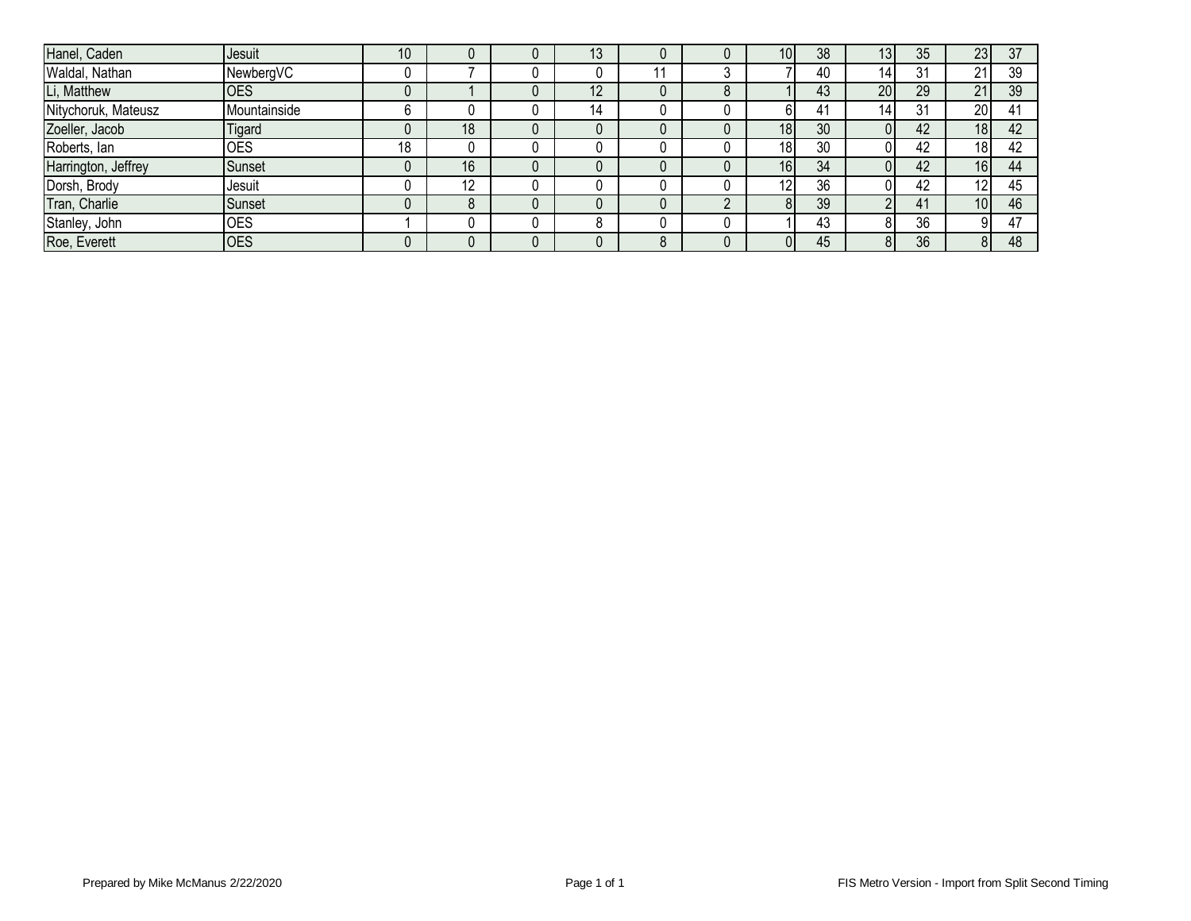| | | | | | | | | | | | | | |
|---|---|---|---|---|---|---|---|---|---|---|---|---|---|
| Hanel, Caden | Jesuit | 10 | 0 | 0 | 13 | 0 | 0 | 10 | 38 | 13 | 35 | 23 | 37 |
| Waldal, Nathan | NewbergVC | 0 | 7 | 0 | 0 | 11 | 3 | 7 | 40 | 14 | 31 | 21 | 39 |
| Li, Matthew | OES | 0 | 1 | 0 | 12 | 0 | 8 | 1 | 43 | 20 | 29 | 21 | 39 |
| Nitychoruk, Mateusz | Mountainside | 6 | 0 | 0 | 14 | 0 | 0 | 6 | 41 | 14 | 31 | 20 | 41 |
| Zoeller, Jacob | Tigard | 0 | 18 | 0 | 0 | 0 | 0 | 18 | 30 | 0 | 42 | 18 | 42 |
| Roberts, Ian | OES | 18 | 0 | 0 | 0 | 0 | 0 | 18 | 30 | 0 | 42 | 18 | 42 |
| Harrington, Jeffrey | Sunset | 0 | 16 | 0 | 0 | 0 | 0 | 16 | 34 | 0 | 42 | 16 | 44 |
| Dorsh, Brody | Jesuit | 0 | 12 | 0 | 0 | 0 | 0 | 12 | 36 | 0 | 42 | 12 | 45 |
| Tran, Charlie | Sunset | 0 | 8 | 0 | 0 | 0 | 2 | 8 | 39 | 2 | 41 | 10 | 46 |
| Stanley, John | OES | 1 | 0 | 0 | 8 | 0 | 0 | 1 | 43 | 8 | 36 | 9 | 47 |
| Roe, Everett | OES | 0 | 0 | 0 | 0 | 8 | 0 | 0 | 45 | 8 | 36 | 8 | 48 |

Prepared by Mike McManus 2/22/2020

FIS Metro Version - Import from Split Second Timing